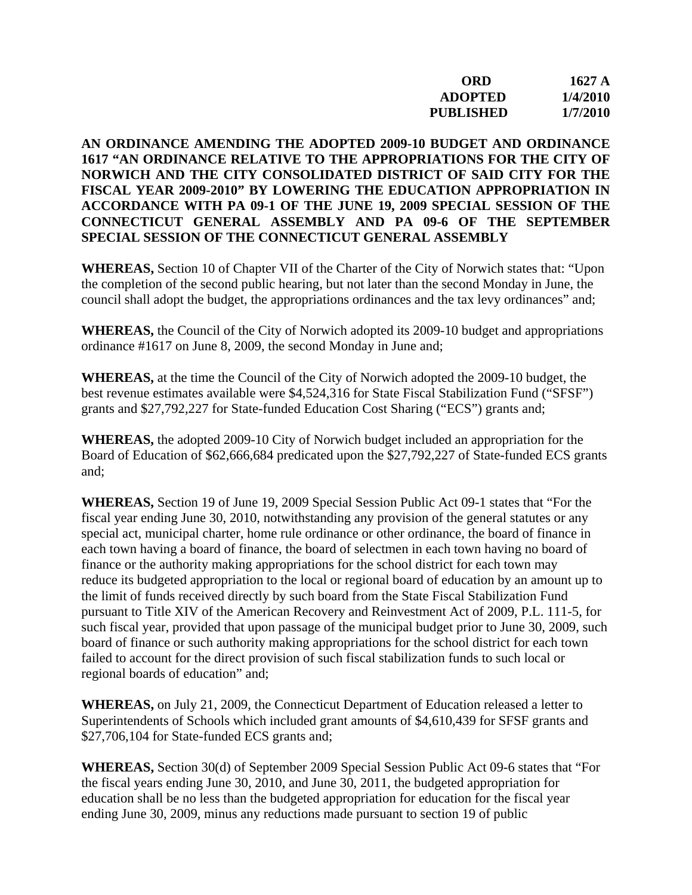| | |
|---|---|
| **ORD** | **1627 A** |
| **ADOPTED** | **1/4/2010** |
| **PUBLISHED** | **1/7/2010** |

**AN ORDINANCE AMENDING THE ADOPTED 2009-10 BUDGET AND ORDINANCE 1617 "AN ORDINANCE RELATIVE TO THE APPROPRIATIONS FOR THE CITY OF NORWICH AND THE CITY CONSOLIDATED DISTRICT OF SAID CITY FOR THE FISCAL YEAR 2009-2010" BY LOWERING THE EDUCATION APPROPRIATION IN ACCORDANCE WITH PA 09-1 OF THE JUNE 19, 2009 SPECIAL SESSION OF THE CONNECTICUT GENERAL ASSEMBLY AND PA 09-6 OF THE SEPTEMBER SPECIAL SESSION OF THE CONNECTICUT GENERAL ASSEMBLY**

**WHEREAS,** Section 10 of Chapter VII of the Charter of the City of Norwich states that: "Upon the completion of the second public hearing, but not later than the second Monday in June, the council shall adopt the budget, the appropriations ordinances and the tax levy ordinances" and;

**WHEREAS,** the Council of the City of Norwich adopted its 2009-10 budget and appropriations ordinance #1617 on June 8, 2009, the second Monday in June and;

**WHEREAS,** at the time the Council of the City of Norwich adopted the 2009-10 budget, the best revenue estimates available were $4,524,316 for State Fiscal Stabilization Fund ("SFSF") grants and $27,792,227 for State-funded Education Cost Sharing ("ECS") grants and;

**WHEREAS,** the adopted 2009-10 City of Norwich budget included an appropriation for the Board of Education of $62,666,684 predicated upon the $27,792,227 of State-funded ECS grants and;

**WHEREAS,** Section 19 of June 19, 2009 Special Session Public Act 09-1 states that "For the fiscal year ending June 30, 2010, notwithstanding any provision of the general statutes or any special act, municipal charter, home rule ordinance or other ordinance, the board of finance in each town having a board of finance, the board of selectmen in each town having no board of finance or the authority making appropriations for the school district for each town may reduce its budgeted appropriation to the local or regional board of education by an amount up to the limit of funds received directly by such board from the State Fiscal Stabilization Fund pursuant to Title XIV of the American Recovery and Reinvestment Act of 2009, P.L. 111-5, for such fiscal year, provided that upon passage of the municipal budget prior to June 30, 2009, such board of finance or such authority making appropriations for the school district for each town failed to account for the direct provision of such fiscal stabilization funds to such local or regional boards of education" and;

**WHEREAS,** on July 21, 2009, the Connecticut Department of Education released a letter to Superintendents of Schools which included grant amounts of $4,610,439 for SFSF grants and $27,706,104 for State-funded ECS grants and;

**WHEREAS,** Section 30(d) of September 2009 Special Session Public Act 09-6 states that "For the fiscal years ending June 30, 2010, and June 30, 2011, the budgeted appropriation for education shall be no less than the budgeted appropriation for education for the fiscal year ending June 30, 2009, minus any reductions made pursuant to section 19 of public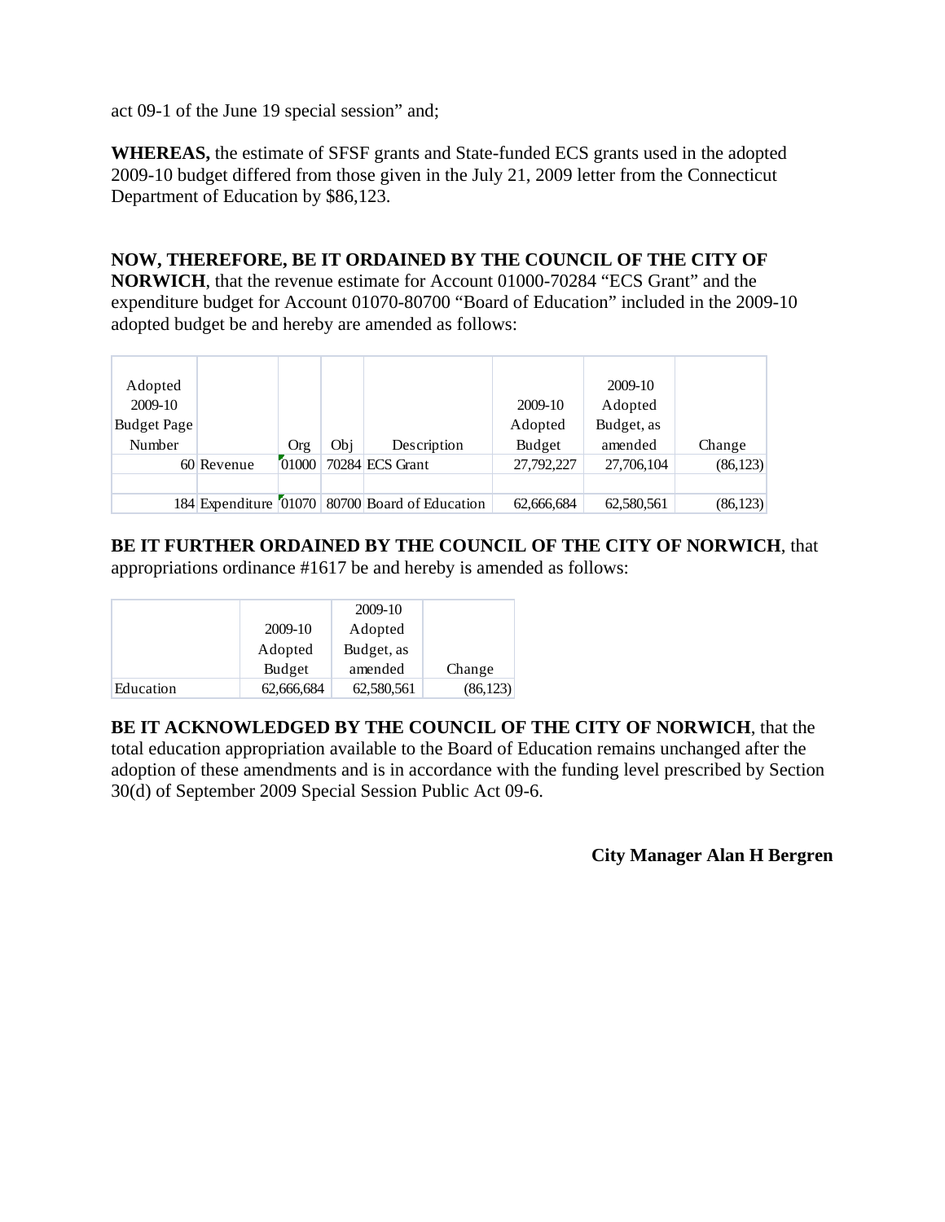act 09-1 of the June 19 special session" and;

**WHEREAS,** the estimate of SFSF grants and State-funded ECS grants used in the adopted 2009-10 budget differed from those given in the July 21, 2009 letter from the Connecticut Department of Education by $86,123.

**NOW, THEREFORE, BE IT ORDAINED BY THE COUNCIL OF THE CITY OF NORWICH**, that the revenue estimate for Account 01000-70284 "ECS Grant" and the expenditure budget for Account 01070-80700 "Board of Education" included in the 2009-10 adopted budget be and hereby are amended as follows:

| Adopted 2009-10 Budget Page Number | | Org | Obj | Description | 2009-10 Adopted Budget | 2009-10 Adopted Budget, as amended | Change |
|---|---|---|---|---|---|---|---|
| 60 | Revenue | 01000 | 70284 | ECS Grant | 27,792,227 | 27,706,104 | (86,123) |
| | | | | | | | |
| 184 | Expenditure | 01070 | 80700 | Board of Education | 62,666,684 | 62,580,561 | (86,123) |

**BE IT FURTHER ORDAINED BY THE COUNCIL OF THE CITY OF NORWICH**, that appropriations ordinance #1617 be and hereby is amended as follows:

| | 2009-10 Adopted Budget | 2009-10 Adopted Budget, as amended | Change |
|---|---|---|---|
| Education | 62,666,684 | 62,580,561 | (86,123) |

**BE IT ACKNOWLEDGED BY THE COUNCIL OF THE CITY OF NORWICH**, that the total education appropriation available to the Board of Education remains unchanged after the adoption of these amendments and is in accordance with the funding level prescribed by Section 30(d) of September 2009 Special Session Public Act 09-6.

**City Manager Alan H Bergren**